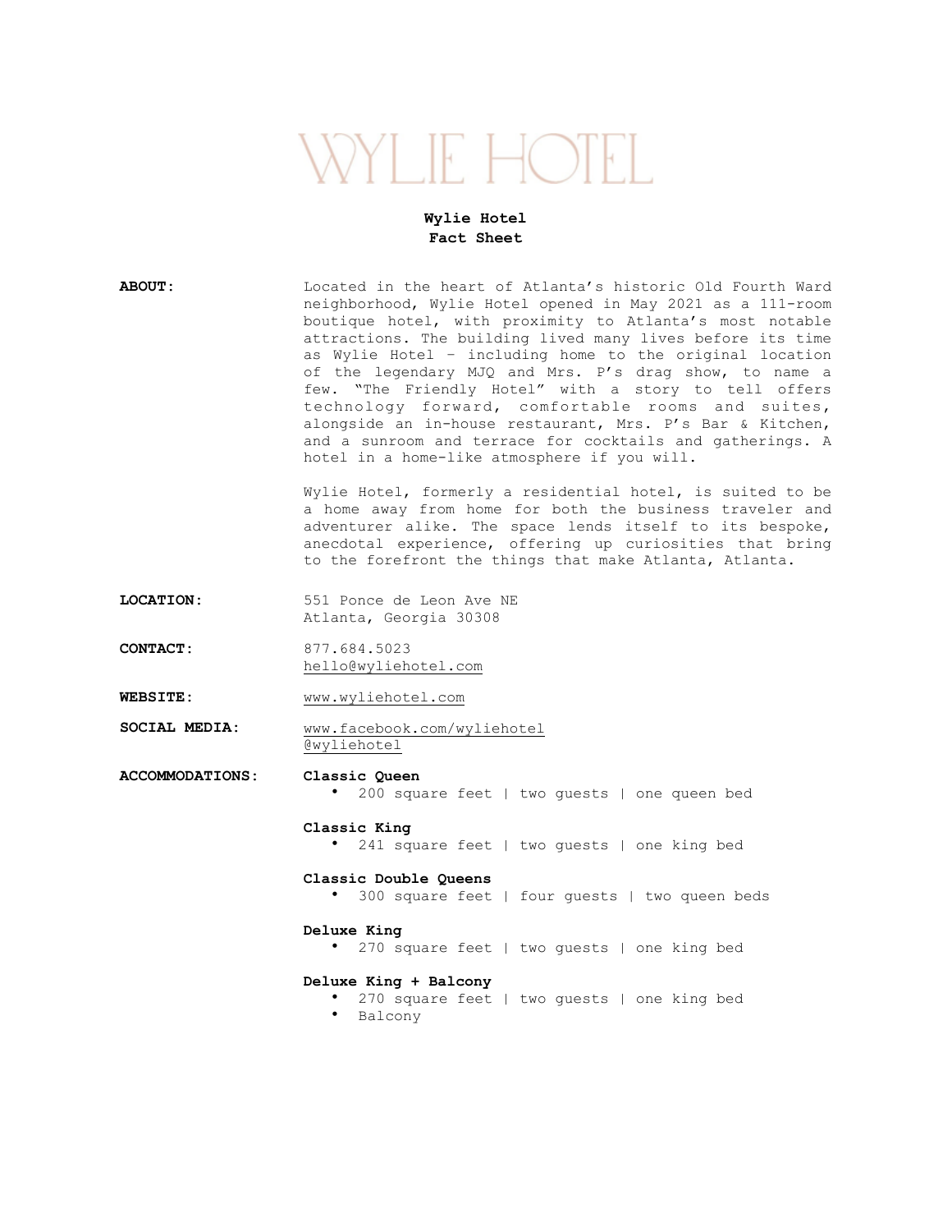# WYLIE HOTEL

**Wylie Hotel**
**Fact Sheet**

**ABOUT:**

Located in the heart of Atlanta's historic Old Fourth Ward neighborhood, Wylie Hotel opened in May 2021 as a 111-room boutique hotel, with proximity to Atlanta's most notable attractions. The building lived many lives before its time as Wylie Hotel – including home to the original location of the legendary MJQ and Mrs. P's drag show, to name a few. "The Friendly Hotel" with a story to tell offers technology forward, comfortable rooms and suites, alongside an in-house restaurant, Mrs. P's Bar & Kitchen, and a sunroom and terrace for cocktails and gatherings. A hotel in a home-like atmosphere if you will.

Wylie Hotel, formerly a residential hotel, is suited to be a home away from home for both the business traveler and adventurer alike. The space lends itself to its bespoke, anecdotal experience, offering up curiosities that bring to the forefront the things that make Atlanta, Atlanta.

**LOCATION:**

551 Ponce de Leon Ave NE
Atlanta, Georgia 30308

**CONTACT:**

877.684.5023
hello@wyliehotel.com

**WEBSITE:**

www.wyliehotel.com

**SOCIAL MEDIA:**

www.facebook.com/wyliehotel
@wyliehotel

**ACCOMMODATIONS:**

**Classic Queen**
- 200 square feet | two guests | one queen bed

**Classic King**
- 241 square feet | two guests | one king bed

**Classic Double Queens**
- 300 square feet | four guests | two queen beds

**Deluxe King**
- 270 square feet | two guests | one king bed

**Deluxe King + Balcony**
- 270 square feet | two guests | one king bed
- Balcony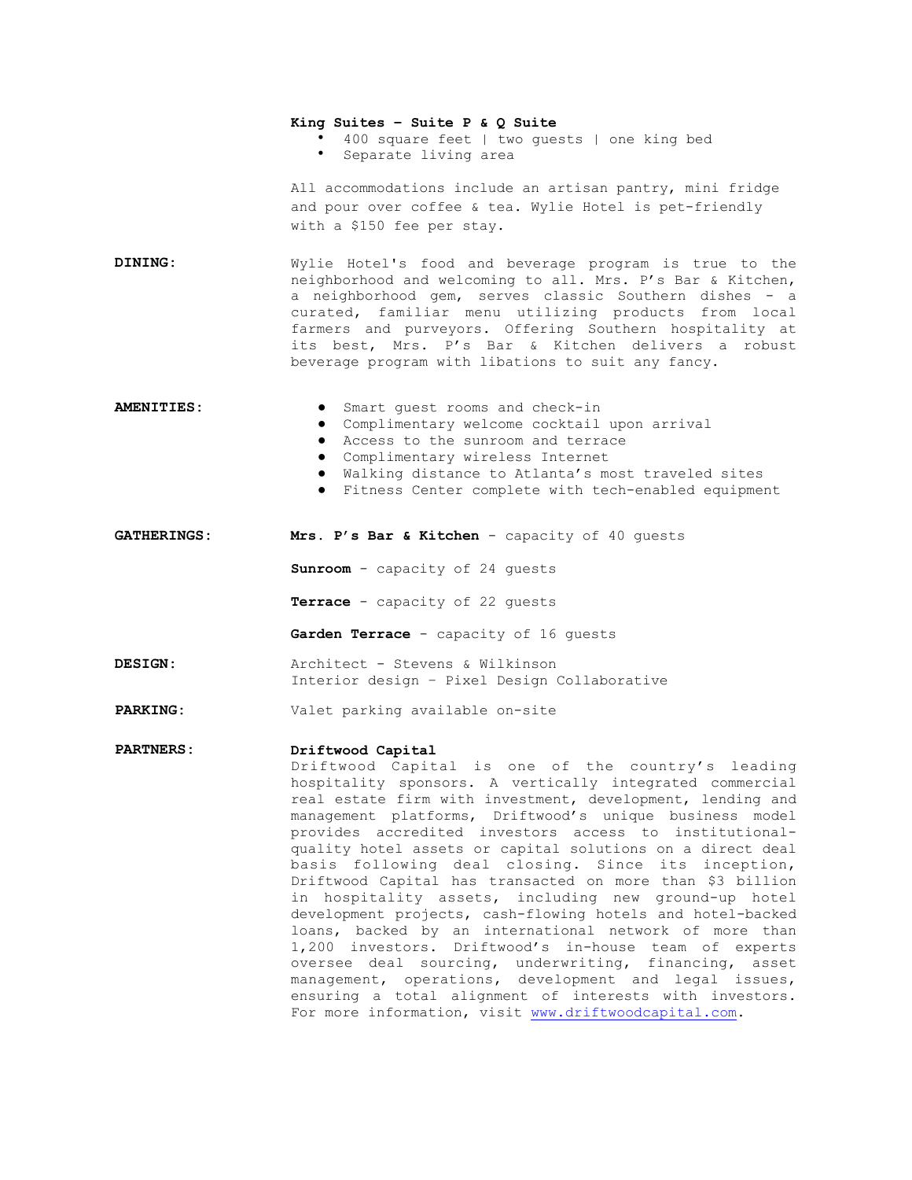**King Suites – Suite P & Q Suite**

- 400 square feet | two guests | one king bed
- Separate living area

All accommodations include an artisan pantry, mini fridge and pour over coffee & tea. Wylie Hotel is pet-friendly with a $150 fee per stay.

**DINING:**

Wylie Hotel's food and beverage program is true to the neighborhood and welcoming to all. Mrs. P's Bar & Kitchen, a neighborhood gem, serves classic Southern dishes - a curated, familiar menu utilizing products from local farmers and purveyors. Offering Southern hospitality at its best, Mrs. P's Bar & Kitchen delivers a robust beverage program with libations to suit any fancy.

**AMENITIES:**

- Smart guest rooms and check-in
- Complimentary welcome cocktail upon arrival
- Access to the sunroom and terrace
- Complimentary wireless Internet
- Walking distance to Atlanta's most traveled sites
- Fitness Center complete with tech-enabled equipment

**GATHERINGS:**

**Mrs. P's Bar & Kitchen** - capacity of 40 guests

**Sunroom** - capacity of 24 guests

**Terrace** - capacity of 22 guests

**Garden Terrace** - capacity of 16 guests

**DESIGN:**

Architect - Stevens & Wilkinson
Interior design – Pixel Design Collaborative

**PARKING:**

Valet parking available on-site

**PARTNERS:**

**Driftwood Capital**
Driftwood Capital is one of the country's leading hospitality sponsors. A vertically integrated commercial real estate firm with investment, development, lending and management platforms, Driftwood's unique business model provides accredited investors access to institutional-quality hotel assets or capital solutions on a direct deal basis following deal closing. Since its inception, Driftwood Capital has transacted on more than $3 billion in hospitality assets, including new ground-up hotel development projects, cash-flowing hotels and hotel-backed loans, backed by an international network of more than 1,200 investors. Driftwood's in-house team of experts oversee deal sourcing, underwriting, financing, asset management, operations, development and legal issues, ensuring a total alignment of interests with investors. For more information, visit www.driftwoodcapital.com.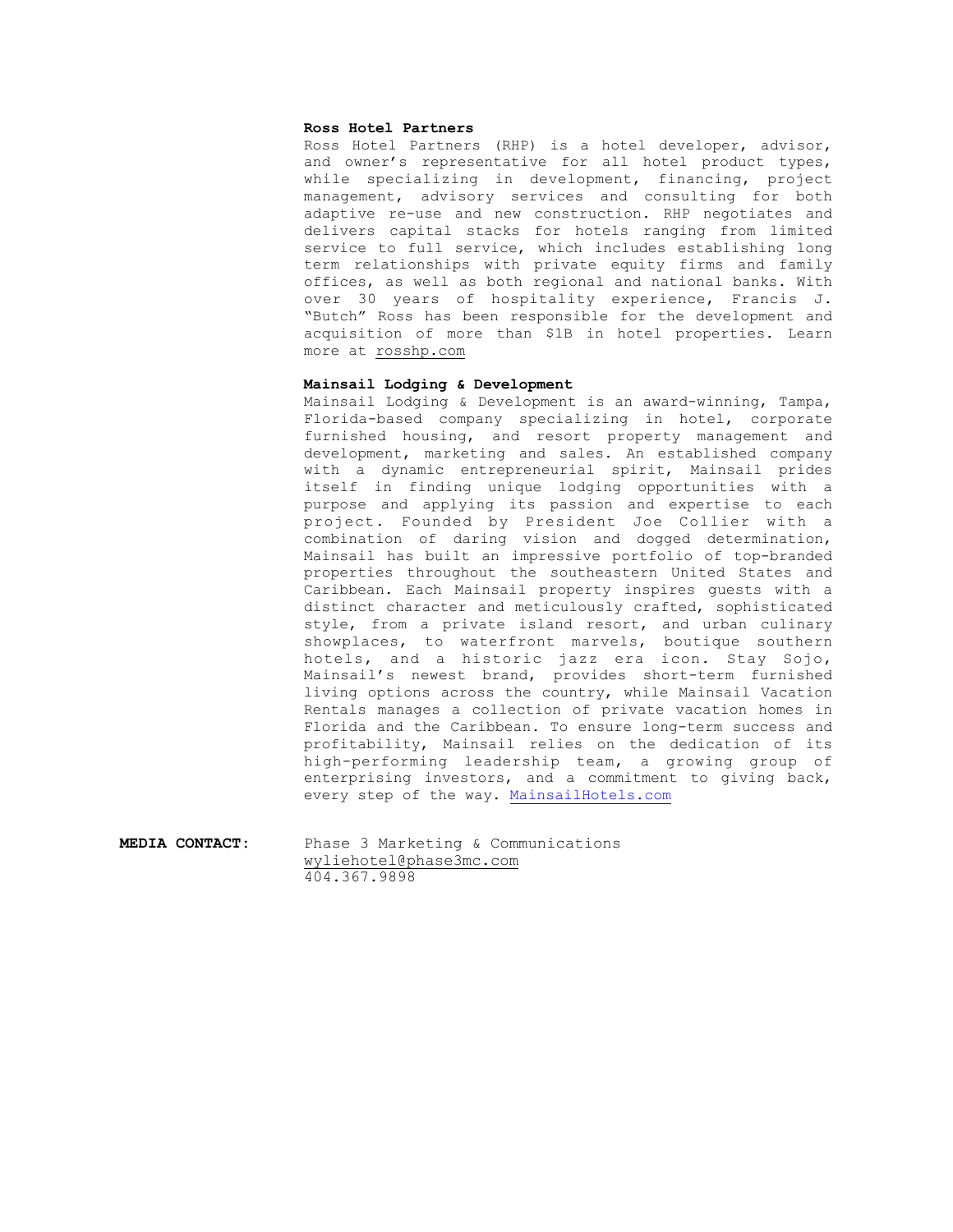**Ross Hotel Partners**

Ross Hotel Partners (RHP) is a hotel developer, advisor, and owner's representative for all hotel product types, while specializing in development, financing, project management, advisory services and consulting for both adaptive re-use and new construction. RHP negotiates and delivers capital stacks for hotels ranging from limited service to full service, which includes establishing long term relationships with private equity firms and family offices, as well as both regional and national banks. With over 30 years of hospitality experience, Francis J. "Butch" Ross has been responsible for the development and acquisition of more than $1B in hotel properties. Learn more at rosshp.com

**Mainsail Lodging & Development**

Mainsail Lodging & Development is an award-winning, Tampa, Florida-based company specializing in hotel, corporate furnished housing, and resort property management and development, marketing and sales. An established company with a dynamic entrepreneurial spirit, Mainsail prides itself in finding unique lodging opportunities with a purpose and applying its passion and expertise to each project. Founded by President Joe Collier with a combination of daring vision and dogged determination, Mainsail has built an impressive portfolio of top-branded properties throughout the southeastern United States and Caribbean. Each Mainsail property inspires guests with a distinct character and meticulously crafted, sophisticated style, from a private island resort, and urban culinary showplaces, to waterfront marvels, boutique southern hotels, and a historic jazz era icon. Stay Sojo, Mainsail's newest brand, provides short-term furnished living options across the country, while Mainsail Vacation Rentals manages a collection of private vacation homes in Florida and the Caribbean. To ensure long-term success and profitability, Mainsail relies on the dedication of its high-performing leadership team, a growing group of enterprising investors, and a commitment to giving back, every step of the way. MainsailHotels.com

**MEDIA CONTACT:** Phase 3 Marketing & Communications
wyliehotel@phase3mc.com
404.367.9898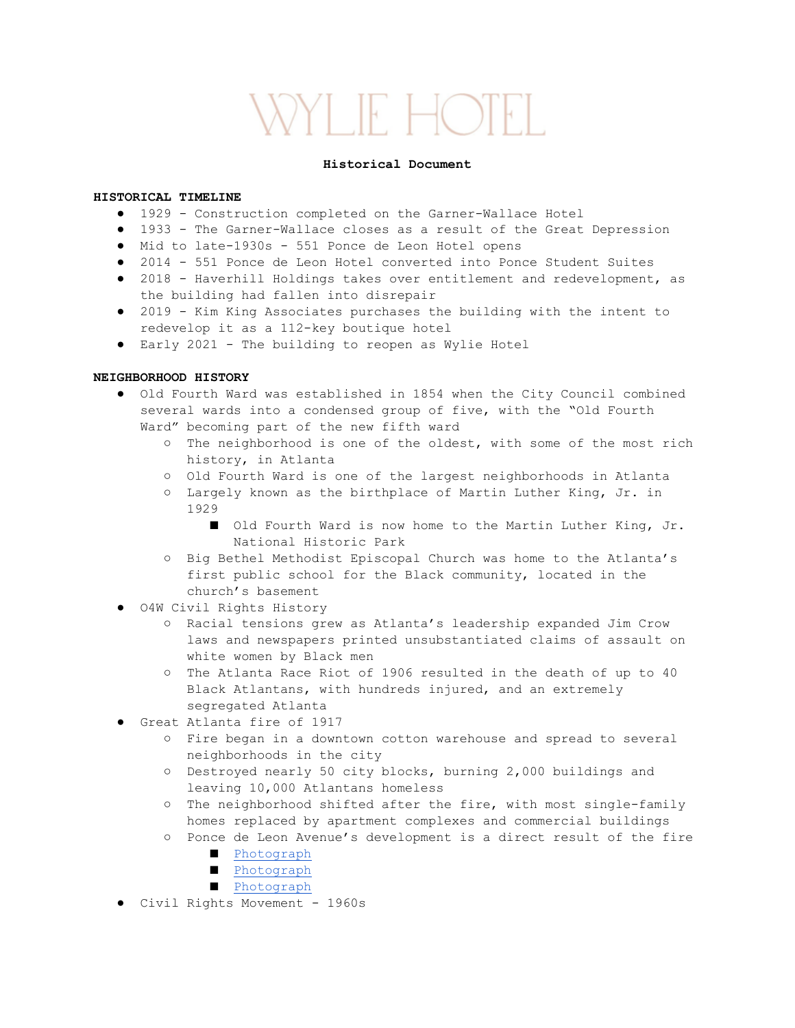# WYLIE HOTEL

**Historical Document**

**HISTORICAL TIMELINE**

- 1929 - Construction completed on the Garner-Wallace Hotel
- 1933 - The Garner-Wallace closes as a result of the Great Depression
- Mid to late-1930s - 551 Ponce de Leon Hotel opens
- 2014 - 551 Ponce de Leon Hotel converted into Ponce Student Suites
- 2018 - Haverhill Holdings takes over entitlement and redevelopment, as the building had fallen into disrepair
- 2019 - Kim King Associates purchases the building with the intent to redevelop it as a 112-key boutique hotel
- Early 2021 - The building to reopen as Wylie Hotel

**NEIGHBORHOOD HISTORY**

- Old Fourth Ward was established in 1854 when the City Council combined several wards into a condensed group of five, with the "Old Fourth Ward" becoming part of the new fifth ward
  - The neighborhood is one of the oldest, with some of the most rich history, in Atlanta
  - Old Fourth Ward is one of the largest neighborhoods in Atlanta
  - Largely known as the birthplace of Martin Luther King, Jr. in 1929
    - Old Fourth Ward is now home to the Martin Luther King, Jr. National Historic Park
  - Big Bethel Methodist Episcopal Church was home to the Atlanta's first public school for the Black community, located in the church's basement
- O4W Civil Rights History
  - Racial tensions grew as Atlanta's leadership expanded Jim Crow laws and newspapers printed unsubstantiated claims of assault on white women by Black men
  - The Atlanta Race Riot of 1906 resulted in the death of up to 40 Black Atlantans, with hundreds injured, and an extremely segregated Atlanta
- Great Atlanta fire of 1917
  - Fire began in a downtown cotton warehouse and spread to several neighborhoods in the city
  - Destroyed nearly 50 city blocks, burning 2,000 buildings and leaving 10,000 Atlantans homeless
  - The neighborhood shifted after the fire, with most single-family homes replaced by apartment complexes and commercial buildings
  - Ponce de Leon Avenue's development is a direct result of the fire
    - Photograph
    - Photograph
    - Photograph
- Civil Rights Movement - 1960s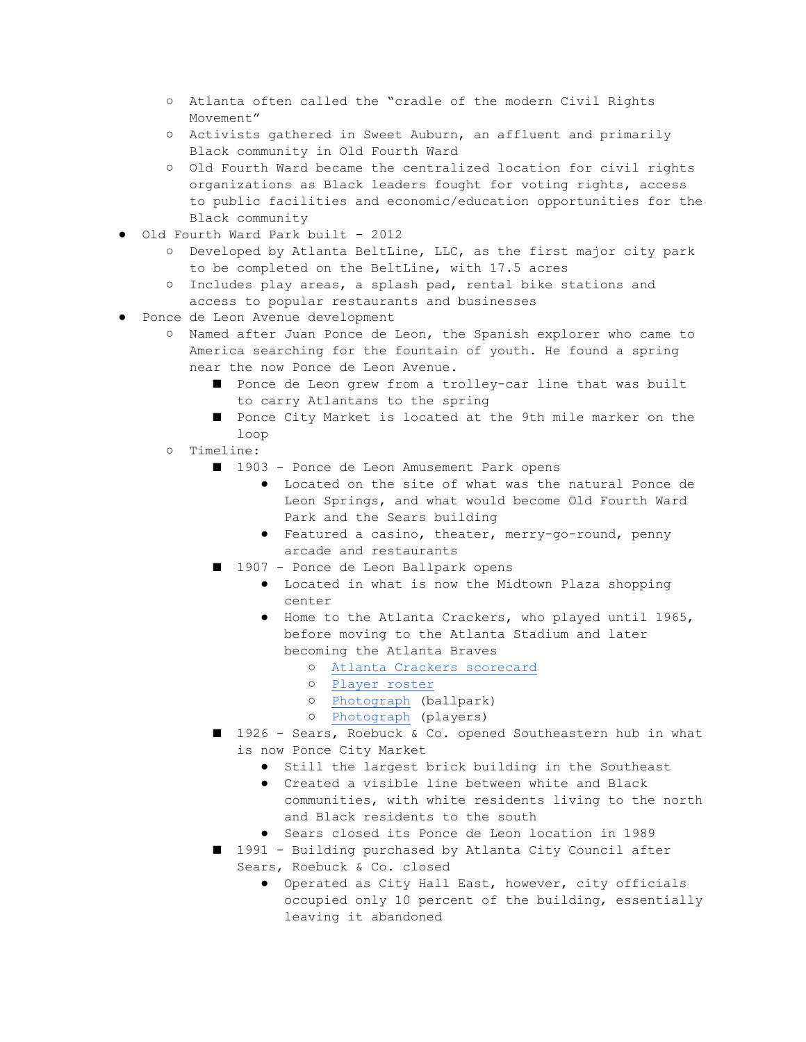- Atlanta often called the "cradle of the modern Civil Rights Movement"
    - Activists gathered in Sweet Auburn, an affluent and primarily Black community in Old Fourth Ward
    - Old Fourth Ward became the centralized location for civil rights organizations as Black leaders fought for voting rights, access to public facilities and economic/education opportunities for the Black community
- Old Fourth Ward Park built - 2012
    - Developed by Atlanta BeltLine, LLC, as the first major city park to be completed on the BeltLine, with 17.5 acres
    - Includes play areas, a splash pad, rental bike stations and access to popular restaurants and businesses
- Ponce de Leon Avenue development
    - Named after Juan Ponce de Leon, the Spanish explorer who came to America searching for the fountain of youth. He found a spring near the now Ponce de Leon Avenue.
        - Ponce de Leon grew from a trolley-car line that was built to carry Atlantans to the spring
        - Ponce City Market is located at the 9th mile marker on the loop
    - Timeline:
        - 1903 - Ponce de Leon Amusement Park opens
            - Located on the site of what was the natural Ponce de Leon Springs, and what would become Old Fourth Ward Park and the Sears building
            - Featured a casino, theater, merry-go-round, penny arcade and restaurants
        - 1907 - Ponce de Leon Ballpark opens
            - Located in what is now the Midtown Plaza shopping center
            - Home to the Atlanta Crackers, who played until 1965, before moving to the Atlanta Stadium and later becoming the Atlanta Braves
                - Atlanta Crackers scorecard
                - Player roster
                - Photograph (ballpark)
                - Photograph (players)
        - 1926 - Sears, Roebuck & Co. opened Southeastern hub in what is now Ponce City Market
            - Still the largest brick building in the Southeast
            - Created a visible line between white and Black communities, with white residents living to the north and Black residents to the south
            - Sears closed its Ponce de Leon location in 1989
        - 1991 - Building purchased by Atlanta City Council after Sears, Roebuck & Co. closed
            - Operated as City Hall East, however, city officials occupied only 10 percent of the building, essentially leaving it abandoned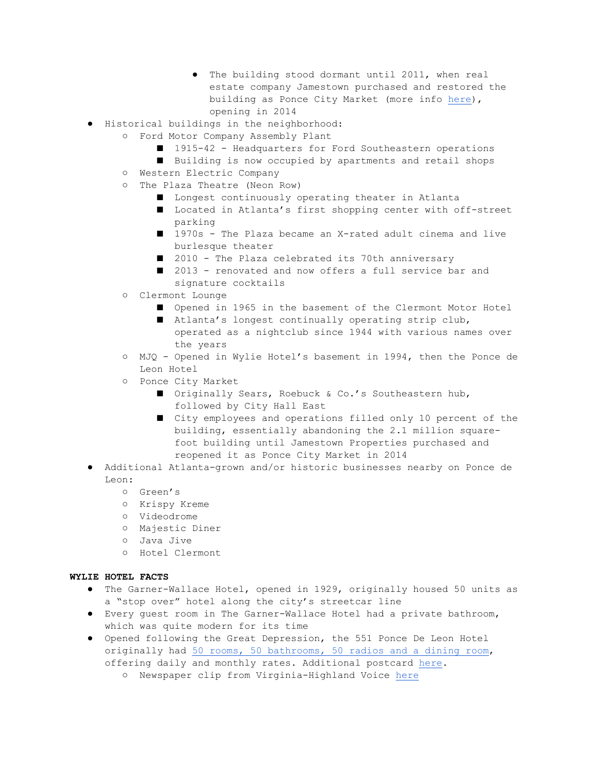- The building stood dormant until 2011, when real estate company Jamestown purchased and restored the building as Ponce City Market (more info here), opening in 2014
- Historical buildings in the neighborhood:
    - Ford Motor Company Assembly Plant
        - 1915-42 - Headquarters for Ford Southeastern operations
        - Building is now occupied by apartments and retail shops
    - Western Electric Company
    - The Plaza Theatre (Neon Row)
        - Longest continuously operating theater in Atlanta
        - Located in Atlanta's first shopping center with off-street parking
        - 1970s - The Plaza became an X-rated adult cinema and live burlesque theater
        - 2010 - The Plaza celebrated its 70th anniversary
        - 2013 - renovated and now offers a full service bar and signature cocktails
    - Clermont Lounge
        - Opened in 1965 in the basement of the Clermont Motor Hotel
        - Atlanta's longest continually operating strip club, operated as a nightclub since 1944 with various names over the years
    - MJQ - Opened in Wylie Hotel's basement in 1994, then the Ponce de Leon Hotel
    - Ponce City Market
        - Originally Sears, Roebuck & Co.'s Southeastern hub, followed by City Hall East
        - City employees and operations filled only 10 percent of the building, essentially abandoning the 2.1 million square-foot building until Jamestown Properties purchased and reopened it as Ponce City Market in 2014
- Additional Atlanta-grown and/or historic businesses nearby on Ponce de Leon:
    - Green's
    - Krispy Kreme
    - Videodrome
    - Majestic Diner
    - Java Jive
    - Hotel Clermont

**WYLIE HOTEL FACTS**

- The Garner-Wallace Hotel, opened in 1929, originally housed 50 units as a "stop over" hotel along the city's streetcar line
- Every guest room in The Garner-Wallace Hotel had a private bathroom, which was quite modern for its time
- Opened following the Great Depression, the 551 Ponce De Leon Hotel originally had 50 rooms, 50 bathrooms, 50 radios and a dining room, offering daily and monthly rates. Additional postcard here.
    - Newspaper clip from Virginia-Highland Voice here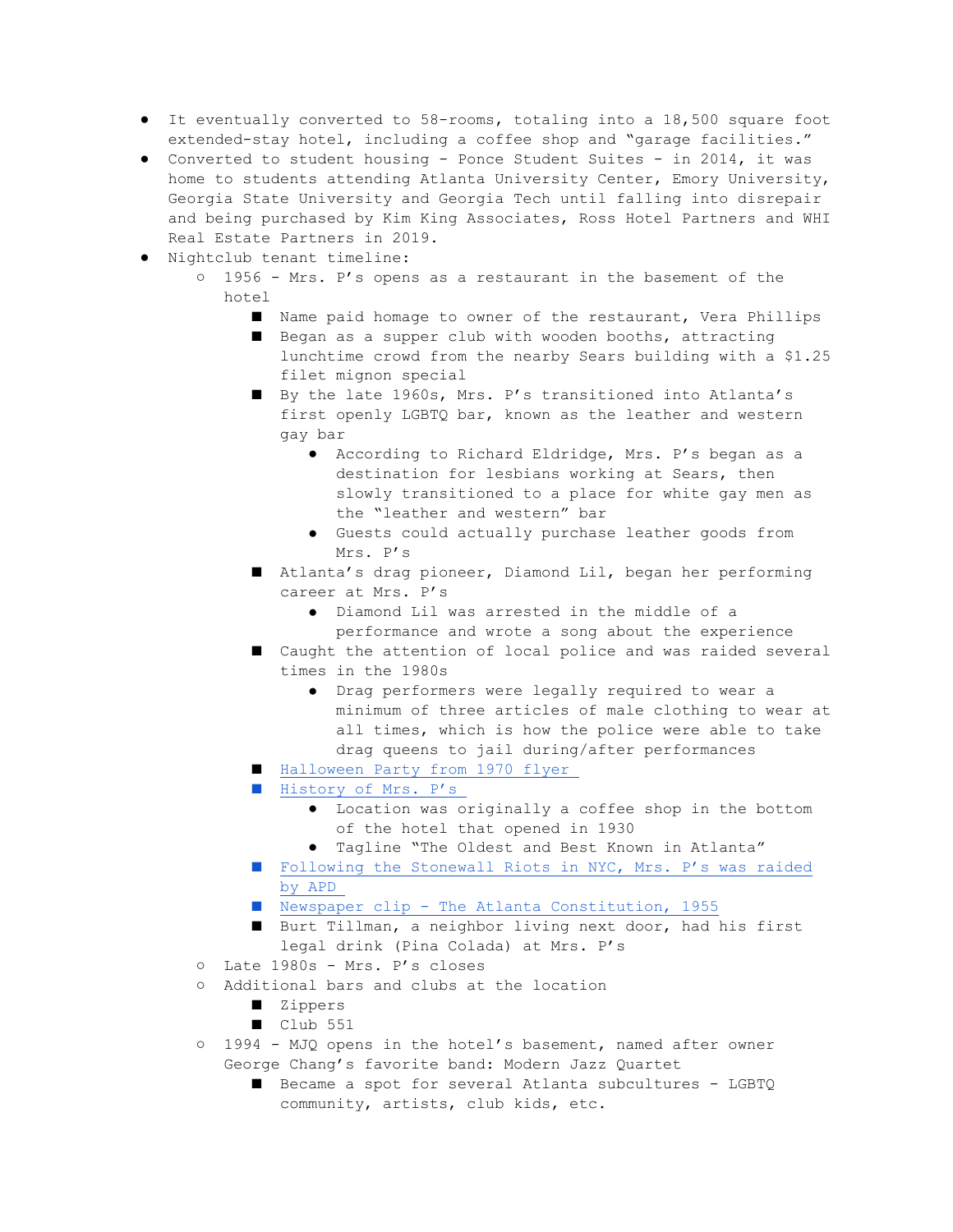- It eventually converted to 58-rooms, totaling into a 18,500 square foot extended-stay hotel, including a coffee shop and "garage facilities."
- Converted to student housing - Ponce Student Suites - in 2014, it was home to students attending Atlanta University Center, Emory University, Georgia State University and Georgia Tech until falling into disrepair and being purchased by Kim King Associates, Ross Hotel Partners and WHI Real Estate Partners in 2019.
- Nightclub tenant timeline:
    - 1956 - Mrs. P's opens as a restaurant in the basement of the hotel
        - Name paid homage to owner of the restaurant, Vera Phillips
        - Began as a supper club with wooden booths, attracting lunchtime crowd from the nearby Sears building with a $1.25 filet mignon special
        - By the late 1960s, Mrs. P's transitioned into Atlanta's first openly LGBTQ bar, known as the leather and western gay bar
            - According to Richard Eldridge, Mrs. P's began as a destination for lesbians working at Sears, then slowly transitioned to a place for white gay men as the "leather and western" bar
            - Guests could actually purchase leather goods from Mrs. P's
        - Atlanta's drag pioneer, Diamond Lil, began her performing career at Mrs. P's
            - Diamond Lil was arrested in the middle of a performance and wrote a song about the experience
        - Caught the attention of local police and was raided several times in the 1980s
            - Drag performers were legally required to wear a minimum of three articles of male clothing to wear at all times, which is how the police were able to take drag queens to jail during/after performances
        - Halloween Party from 1970 flyer
        - History of Mrs. P's
            - Location was originally a coffee shop in the bottom of the hotel that opened in 1930
            - Tagline "The Oldest and Best Known in Atlanta"
        - Following the Stonewall Riots in NYC, Mrs. P's was raided by APD
        - Newspaper clip - The Atlanta Constitution, 1955
        - Burt Tillman, a neighbor living next door, had his first legal drink (Pina Colada) at Mrs. P's
    - Late 1980s - Mrs. P's closes
    - Additional bars and clubs at the location
        - Zippers
        - Club 551
    - 1994 - MJQ opens in the hotel's basement, named after owner George Chang's favorite band: Modern Jazz Quartet
        - Became a spot for several Atlanta subcultures - LGBTQ community, artists, club kids, etc.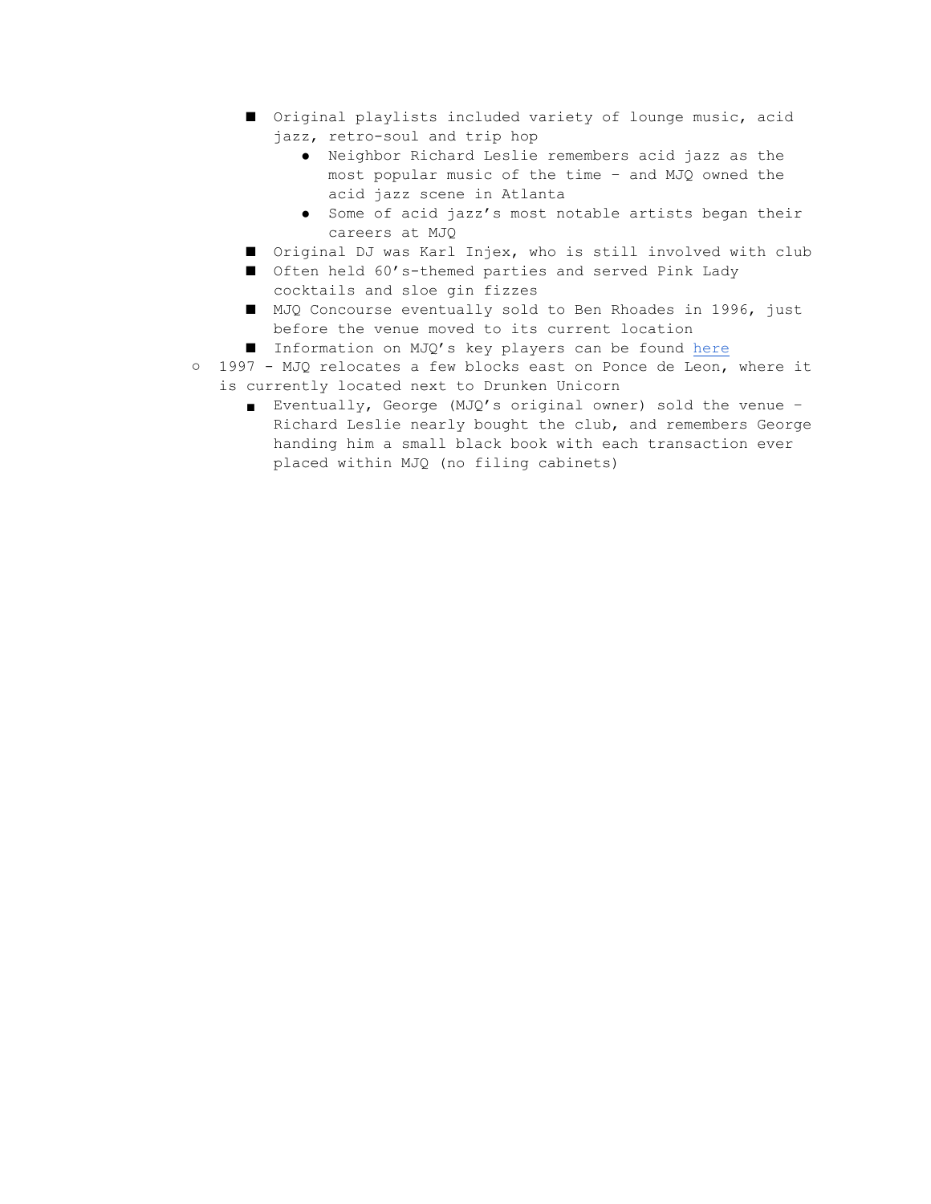- Original playlists included variety of lounge music, acid jazz, retro-soul and trip hop
            - Neighbor Richard Leslie remembers acid jazz as the most popular music of the time – and MJQ owned the acid jazz scene in Atlanta
            - Some of acid jazz's most notable artists began their careers at MJQ
        - Original DJ was Karl Injex, who is still involved with club
        - Often held 60's-themed parties and served Pink Lady cocktails and sloe gin fizzes
        - MJQ Concourse eventually sold to Ben Rhoades in 1996, just before the venue moved to its current location
        - Information on MJQ's key players can be found here
    - 1997 - MJQ relocates a few blocks east on Ponce de Leon, where it is currently located next to Drunken Unicorn
        - Eventually, George (MJQ's original owner) sold the venue – Richard Leslie nearly bought the club, and remembers George handing him a small black book with each transaction ever placed within MJQ (no filing cabinets)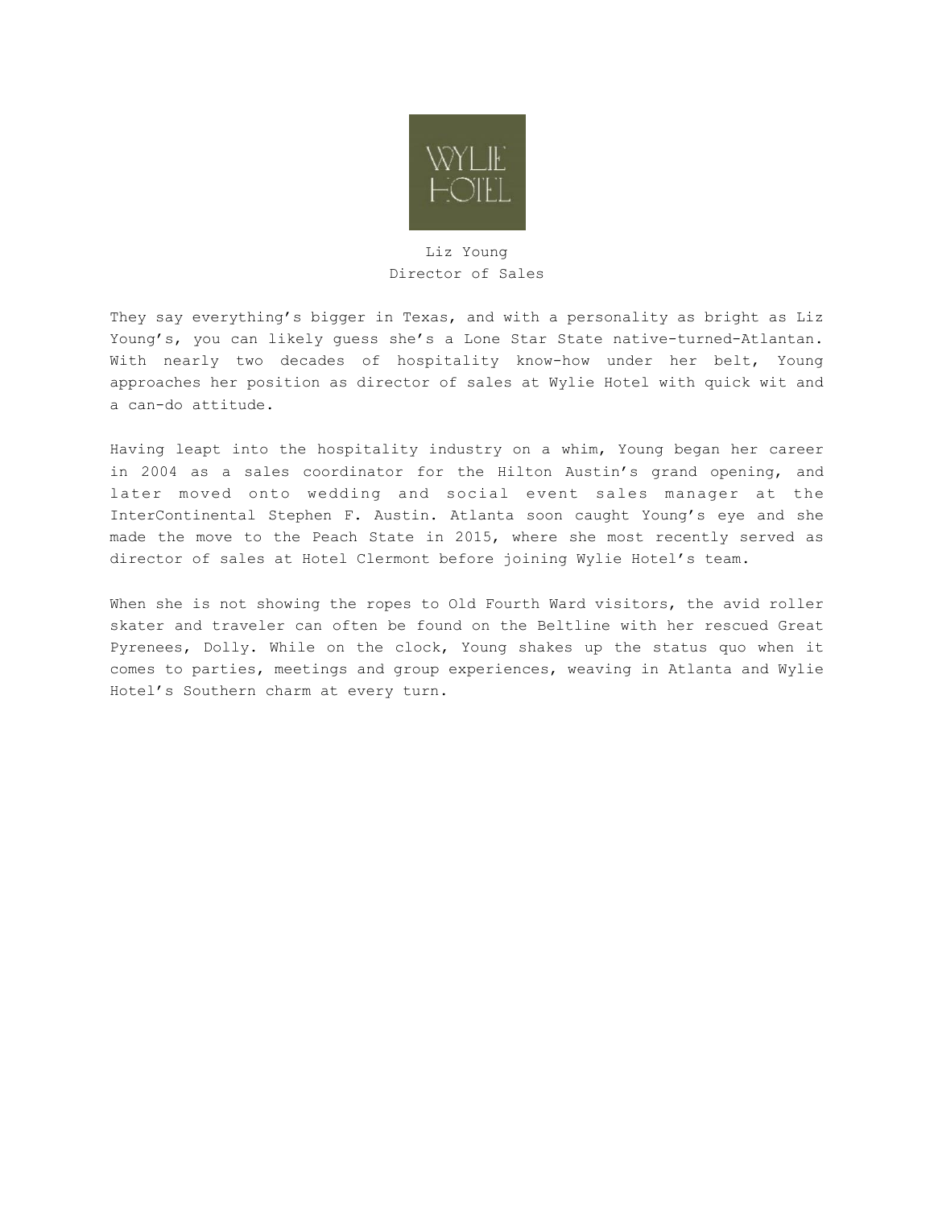WYLIE HOTEL

Liz Young
Director of Sales

They say everything's bigger in Texas, and with a personality as bright as Liz Young's, you can likely guess she's a Lone Star State native-turned-Atlantan. With nearly two decades of hospitality know-how under her belt, Young approaches her position as director of sales at Wylie Hotel with quick wit and a can-do attitude.

Having leapt into the hospitality industry on a whim, Young began her career in 2004 as a sales coordinator for the Hilton Austin's grand opening, and later moved onto wedding and social event sales manager at the InterContinental Stephen F. Austin. Atlanta soon caught Young's eye and she made the move to the Peach State in 2015, where she most recently served as director of sales at Hotel Clermont before joining Wylie Hotel's team.

When she is not showing the ropes to Old Fourth Ward visitors, the avid roller skater and traveler can often be found on the Beltline with her rescued Great Pyrenees, Dolly. While on the clock, Young shakes up the status quo when it comes to parties, meetings and group experiences, weaving in Atlanta and Wylie Hotel's Southern charm at every turn.